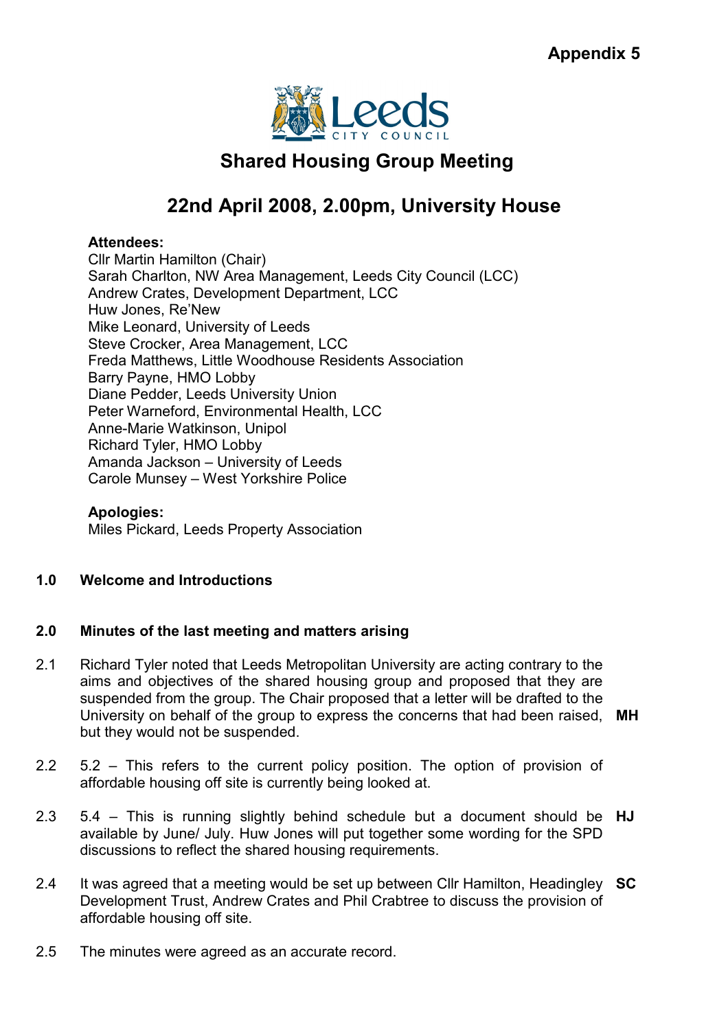**Appendix 5**

# Shared Housing Group Meeting

## 22nd April 2008, 2.00pm, University House

**Attendees:**
Cllr Martin Hamilton (Chair)
Sarah Charlton, NW Area Management, Leeds City Council (LCC)
Andrew Crates, Development Department, LCC
Huw Jones, Re'New
Mike Leonard, University of Leeds
Steve Crocker, Area Management, LCC
Freda Matthews, Little Woodhouse Residents Association
Barry Payne, HMO Lobby
Diane Pedder, Leeds University Union
Peter Warneford, Environmental Health, LCC
Anne-Marie Watkinson, Unipol
Richard Tyler, HMO Lobby
Amanda Jackson – University of Leeds
Carole Munsey – West Yorkshire Police

**Apologies:**
Miles Pickard, Leeds Property Association

**1.0 Welcome and Introductions**

**2.0 Minutes of the last meeting and matters arising**

2.1 Richard Tyler noted that Leeds Metropolitan University are acting contrary to the aims and objectives of the shared housing group and proposed that they are suspended from the group. The Chair proposed that a letter will be drafted to the University on behalf of the group to express the concerns that had been raised, but they would not be suspended. **MH**

2.2 5.2 – This refers to the current policy position. The option of provision of affordable housing off site is currently being looked at.

2.3 5.4 – This is running slightly behind schedule but a document should be available by June/ July. Huw Jones will put together some wording for the SPD discussions to reflect the shared housing requirements. **HJ**

2.4 It was agreed that a meeting would be set up between Cllr Hamilton, Headingley Development Trust, Andrew Crates and Phil Crabtree to discuss the provision of affordable housing off site. **SC**

2.5 The minutes were agreed as an accurate record.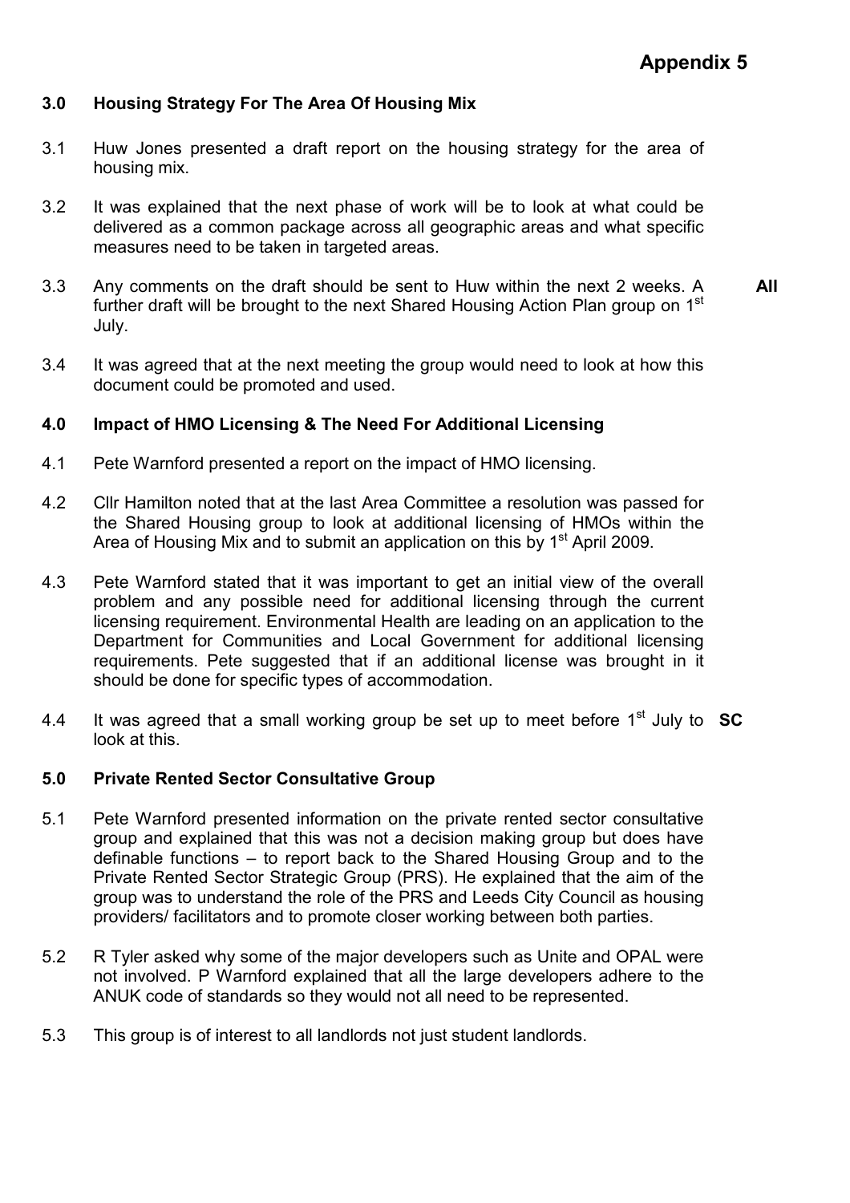**Appendix 5**

## 3.0 Housing Strategy For The Area Of Housing Mix

3.1 Huw Jones presented a draft report on the housing strategy for the area of housing mix.

3.2 It was explained that the next phase of work will be to look at what could be delivered as a common package across all geographic areas and what specific measures need to be taken in targeted areas.

3.3 Any comments on the draft should be sent to Huw within the next 2 weeks. A further draft will be brought to the next Shared Housing Action Plan group on 1st July. **All**

3.4 It was agreed that at the next meeting the group would need to look at how this document could be promoted and used.

## 4.0 Impact of HMO Licensing & The Need For Additional Licensing

4.1 Pete Warnford presented a report on the impact of HMO licensing.

4.2 Cllr Hamilton noted that at the last Area Committee a resolution was passed for the Shared Housing group to look at additional licensing of HMOs within the Area of Housing Mix and to submit an application on this by 1st April 2009.

4.3 Pete Warnford stated that it was important to get an initial view of the overall problem and any possible need for additional licensing through the current licensing requirement. Environmental Health are leading on an application to the Department for Communities and Local Government for additional licensing requirements. Pete suggested that if an additional license was brought in it should be done for specific types of accommodation.

4.4 It was agreed that a small working group be set up to meet before 1st July to look at this. **SC**

## 5.0 Private Rented Sector Consultative Group

5.1 Pete Warnford presented information on the private rented sector consultative group and explained that this was not a decision making group but does have definable functions – to report back to the Shared Housing Group and to the Private Rented Sector Strategic Group (PRS). He explained that the aim of the group was to understand the role of the PRS and Leeds City Council as housing providers/ facilitators and to promote closer working between both parties.

5.2 R Tyler asked why some of the major developers such as Unite and OPAL were not involved. P Warnford explained that all the large developers adhere to the ANUK code of standards so they would not all need to be represented.

5.3 This group is of interest to all landlords not just student landlords.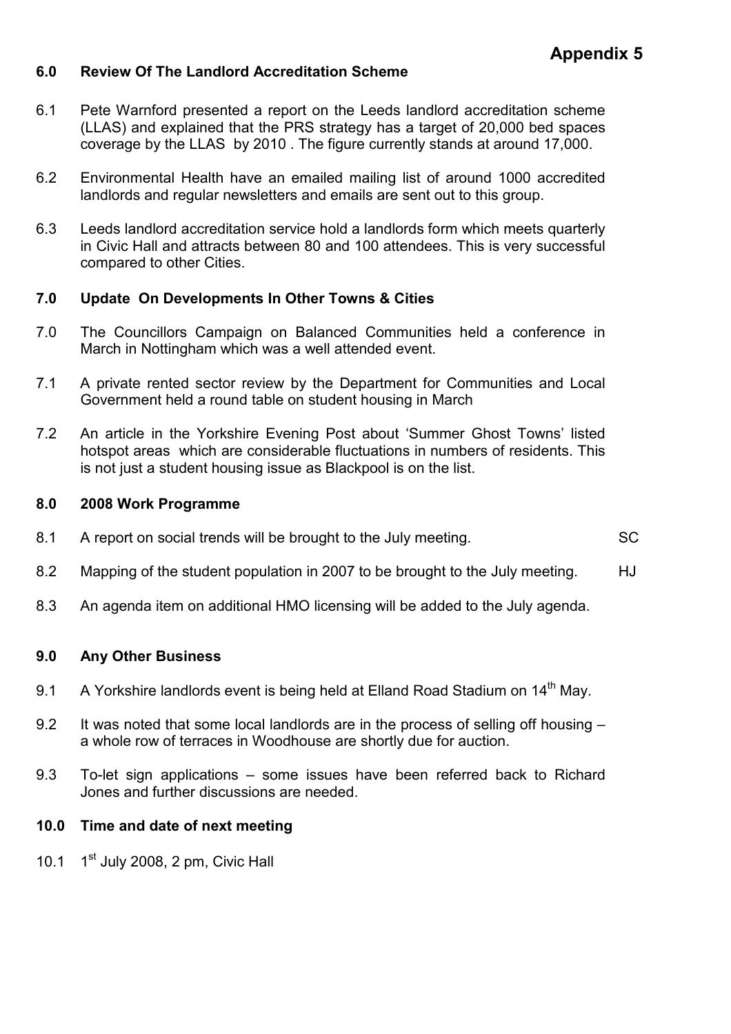**Appendix 5**

### 6.0 Review Of The Landlord Accreditation Scheme

6.1 Pete Warnford presented a report on the Leeds landlord accreditation scheme (LLAS) and explained that the PRS strategy has a target of 20,000 bed spaces coverage by the LLAS by 2010 . The figure currently stands at around 17,000.

6.2 Environmental Health have an emailed mailing list of around 1000 accredited landlords and regular newsletters and emails are sent out to this group.

6.3 Leeds landlord accreditation service hold a landlords form which meets quarterly in Civic Hall and attracts between 80 and 100 attendees. This is very successful compared to other Cities.

### 7.0 Update On Developments In Other Towns & Cities

7.0 The Councillors Campaign on Balanced Communities held a conference in March in Nottingham which was a well attended event.

7.1 A private rented sector review by the Department for Communities and Local Government held a round table on student housing in March

7.2 An article in the Yorkshire Evening Post about 'Summer Ghost Towns' listed hotspot areas which are considerable fluctuations in numbers of residents. This is not just a student housing issue as Blackpool is on the list.

### 8.0 2008 Work Programme

8.1 A report on social trends will be brought to the July meeting. SC

8.2 Mapping of the student population in 2007 to be brought to the July meeting. HJ

8.3 An agenda item on additional HMO licensing will be added to the July agenda.

### 9.0 Any Other Business

9.1 A Yorkshire landlords event is being held at Elland Road Stadium on 14th May.

9.2 It was noted that some local landlords are in the process of selling off housing – a whole row of terraces in Woodhouse are shortly due for auction.

9.3 To-let sign applications – some issues have been referred back to Richard Jones and further discussions are needed.

### 10.0 Time and date of next meeting

10.1 1st July 2008, 2 pm, Civic Hall